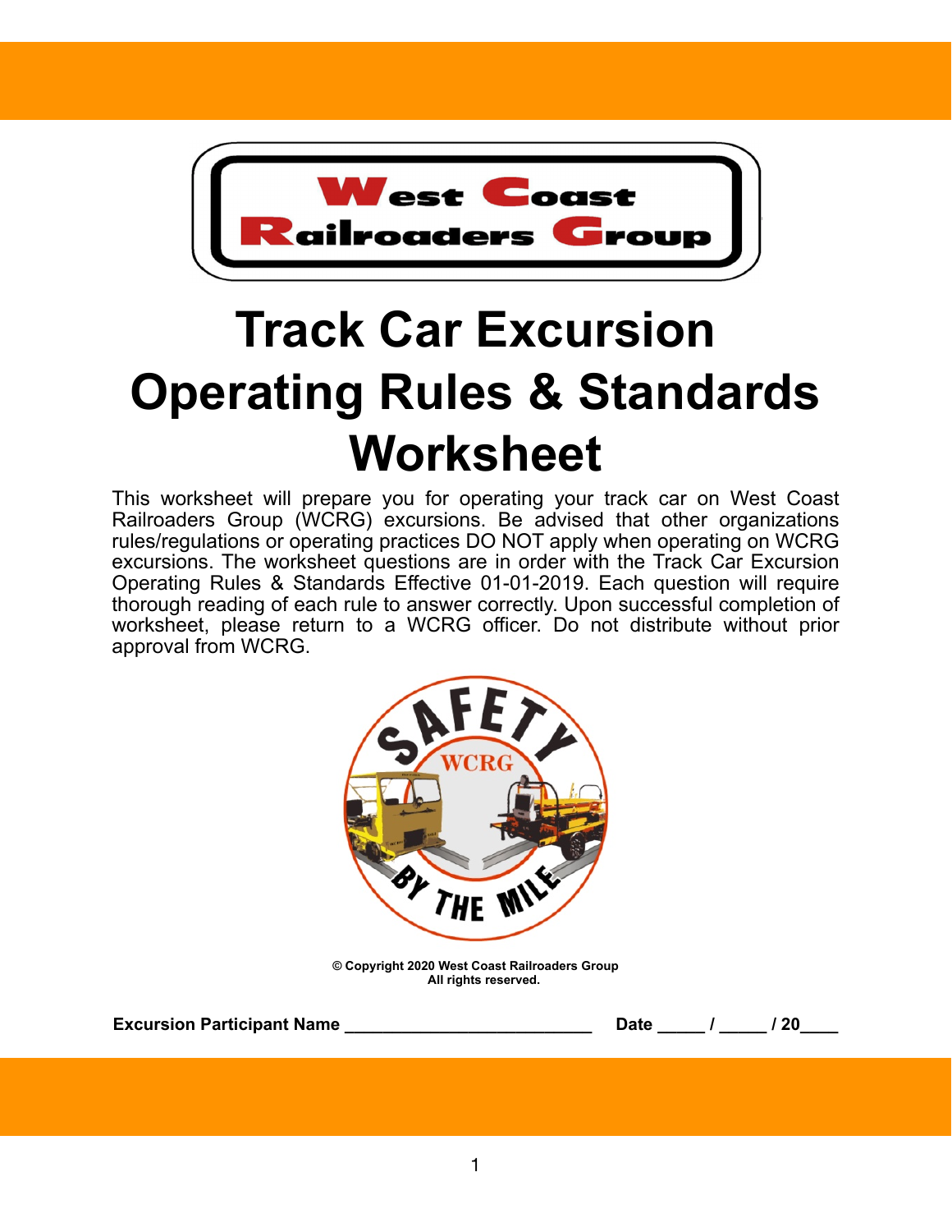West Coast Railroaders Group

# Track Car Excursion Operating Rules & Standards Worksheet

This worksheet will prepare you for operating your track car on West Coast Railroaders Group (WCRG) excursions. Be advised that other organizations rules/regulations or operating practices DO NOT apply when operating on WCRG excursions. The worksheet questions are in order with the Track Car Excursion Operating Rules & Standards Effective 01-01-2019. Each question will require thorough reading of each rule to answer correctly. Upon successful completion of worksheet, please return to a WCRG officer. Do not distribute without prior approval from WCRG.

SAFETY WCRG BY THE MILE

**© Copyright 2020 West Coast Railroaders Group**
**All rights reserved.**

**Excursion Participant Name ___________________________ Date _____ / _____ / 20____**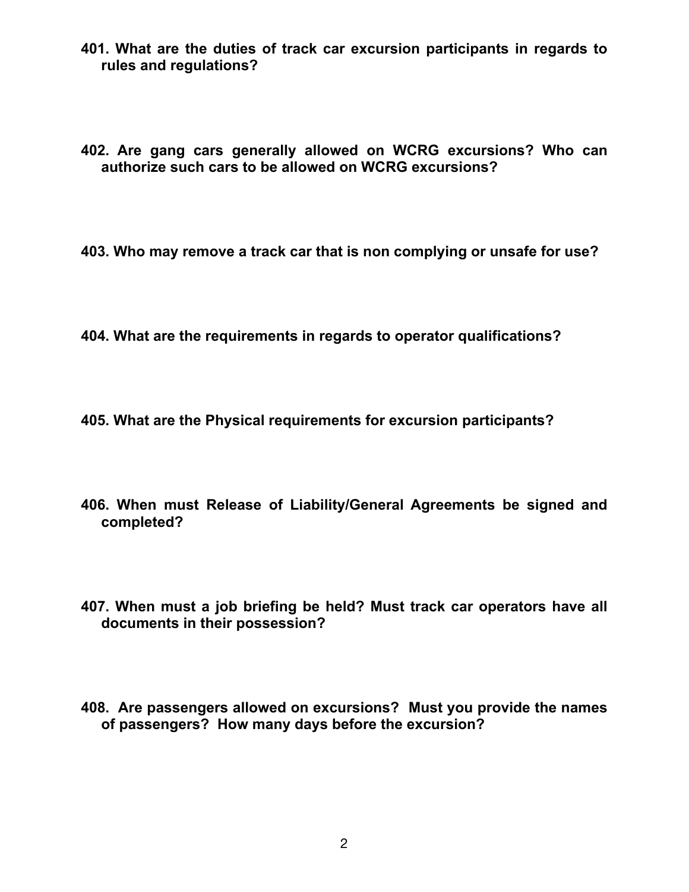**401. What are the duties of track car excursion participants in regards to rules and regulations?**

**402. Are gang cars generally allowed on WCRG excursions? Who can authorize such cars to be allowed on WCRG excursions?**

**403. Who may remove a track car that is non complying or unsafe for use?**

**404. What are the requirements in regards to operator qualifications?**

**405. What are the Physical requirements for excursion participants?**

**406. When must Release of Liability/General Agreements be signed and completed?**

**407. When must a job briefing be held? Must track car operators have all documents in their possession?**

**408. Are passengers allowed on excursions? Must you provide the names of passengers? How many days before the excursion?**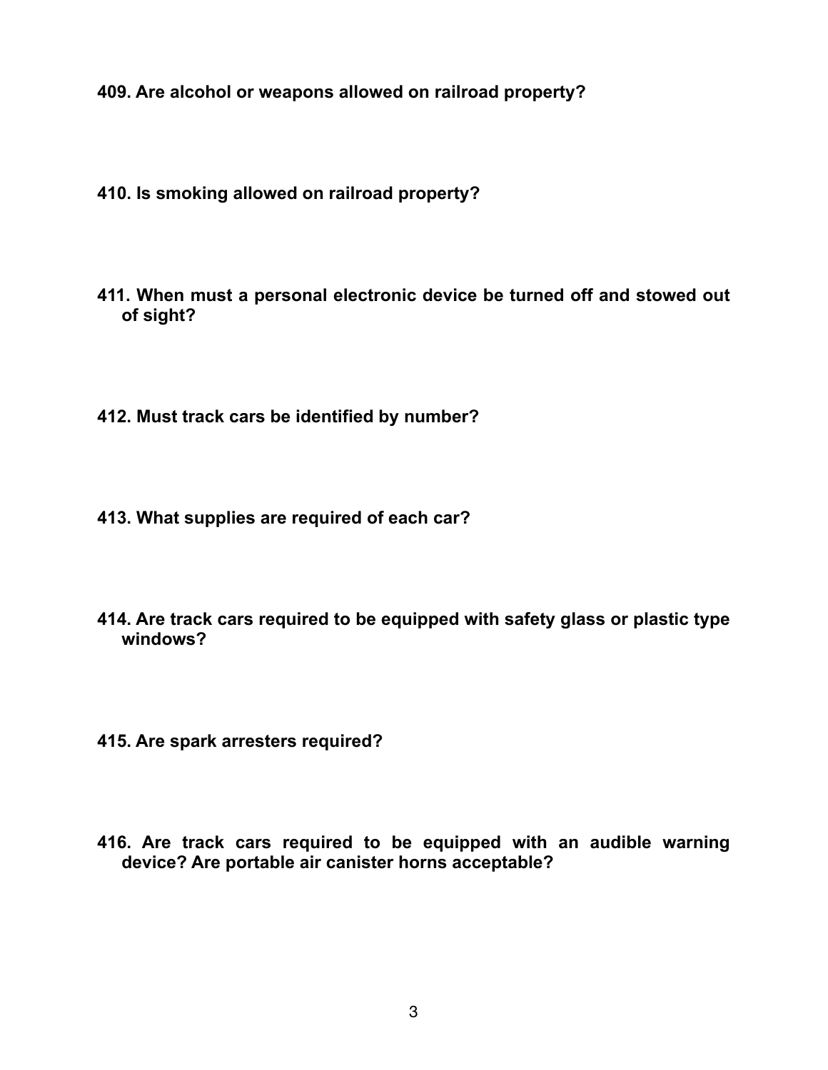**409. Are alcohol or weapons allowed on railroad property?**

**410. Is smoking allowed on railroad property?**

**411. When must a personal electronic device be turned off and stowed out of sight?**

**412. Must track cars be identified by number?**

**413. What supplies are required of each car?**

**414. Are track cars required to be equipped with safety glass or plastic type windows?**

**415. Are spark arresters required?**

**416. Are track cars required to be equipped with an audible warning device? Are portable air canister horns acceptable?**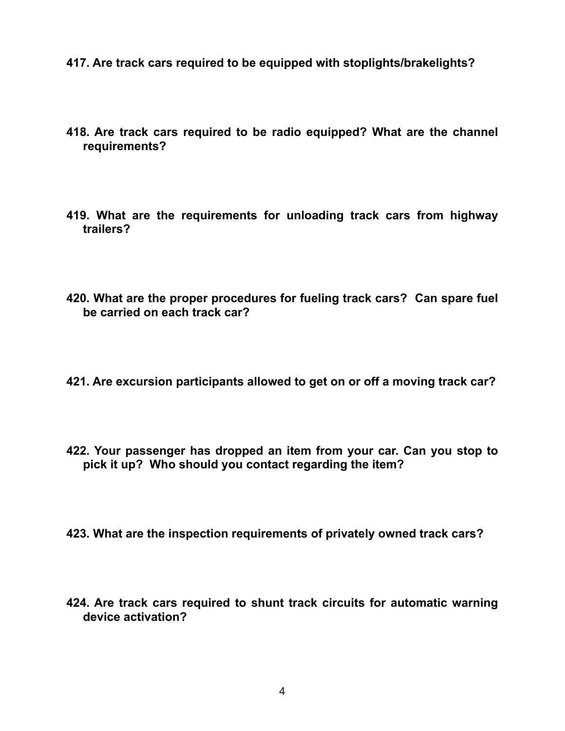**417. Are track cars required to be equipped with stoplights/brakelights?**

**418. Are track cars required to be radio equipped? What are the channel requirements?**

**419. What are the requirements for unloading track cars from highway trailers?**

**420. What are the proper procedures for fueling track cars?  Can spare fuel be carried on each track car?**

**421. Are excursion participants allowed to get on or off a moving track car?**

**422. Your passenger has dropped an item from your car. Can you stop to pick it up?  Who should you contact regarding the item?**

**423. What are the inspection requirements of privately owned track cars?**

**424. Are track cars required to shunt track circuits for automatic warning device activation?**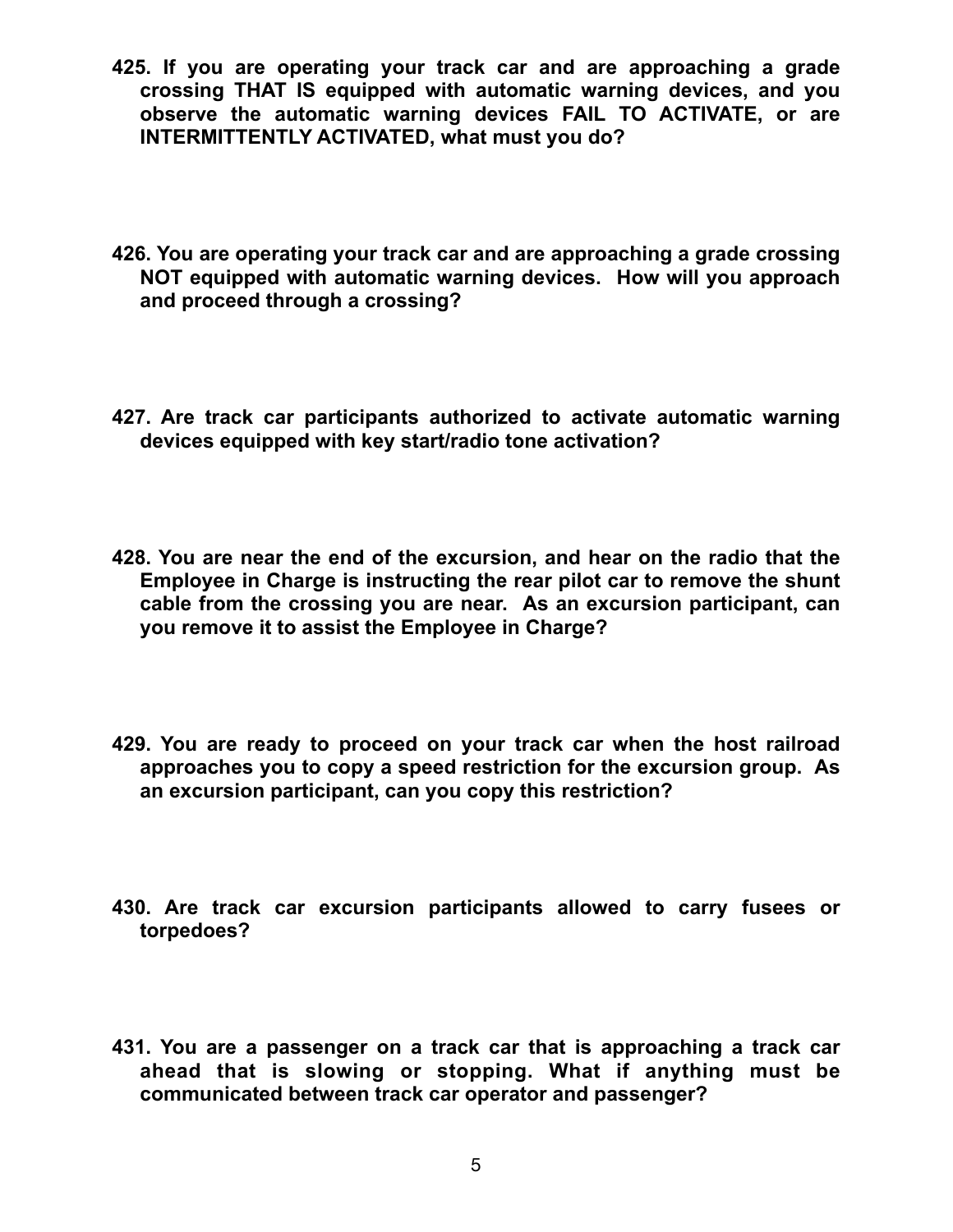**425. If you are operating your track car and are approaching a grade crossing THAT IS equipped with automatic warning devices, and you observe the automatic warning devices FAIL TO ACTIVATE, or are INTERMITTENTLY ACTIVATED, what must you do?**

**426. You are operating your track car and are approaching a grade crossing NOT equipped with automatic warning devices. How will you approach and proceed through a crossing?**

**427. Are track car participants authorized to activate automatic warning devices equipped with key start/radio tone activation?**

**428. You are near the end of the excursion, and hear on the radio that the Employee in Charge is instructing the rear pilot car to remove the shunt cable from the crossing you are near. As an excursion participant, can you remove it to assist the Employee in Charge?**

**429. You are ready to proceed on your track car when the host railroad approaches you to copy a speed restriction for the excursion group. As an excursion participant, can you copy this restriction?**

**430. Are track car excursion participants allowed to carry fusees or torpedoes?**

**431. You are a passenger on a track car that is approaching a track car ahead that is slowing or stopping. What if anything must be communicated between track car operator and passenger?**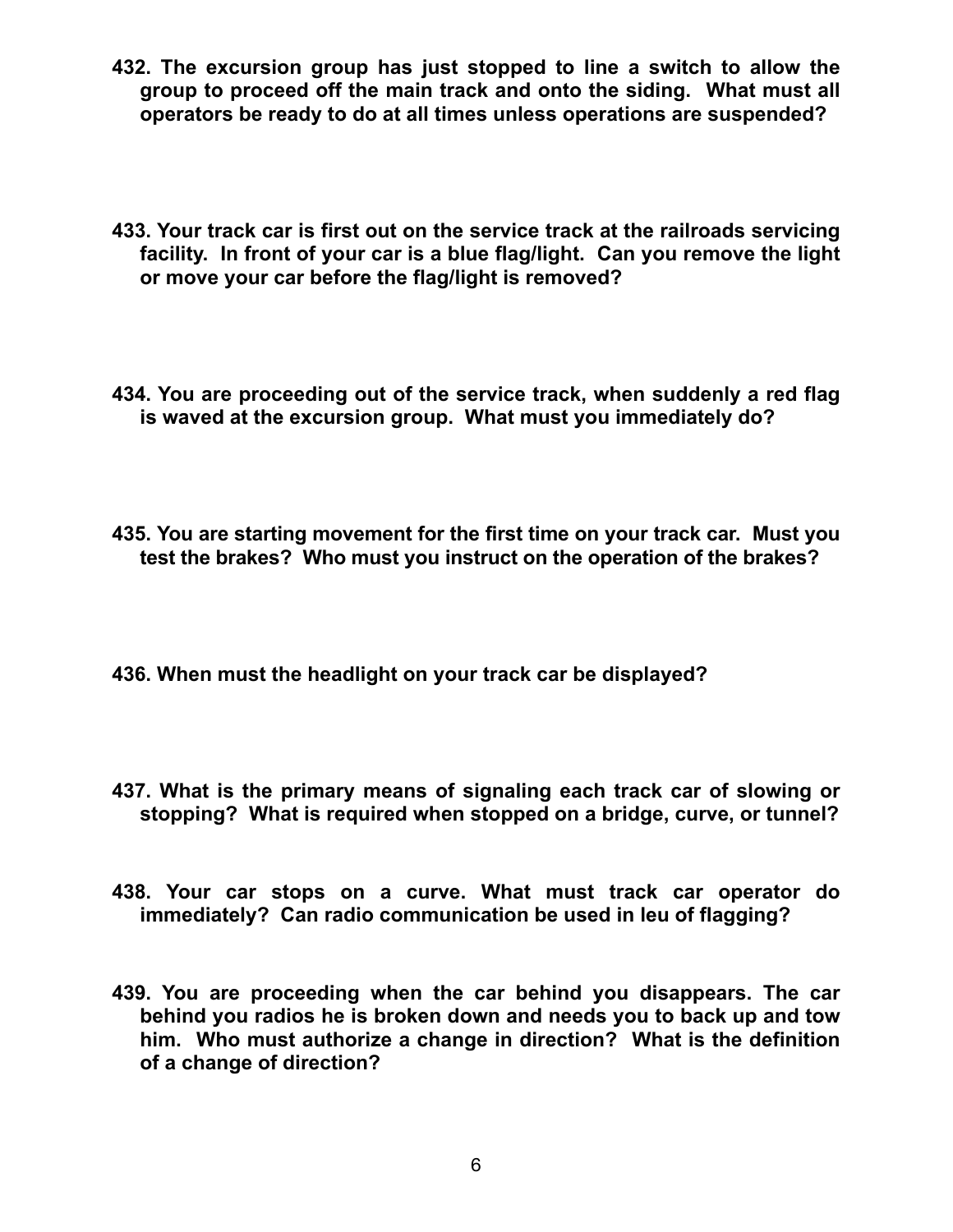**432. The excursion group has just stopped to line a switch to allow the group to proceed off the main track and onto the siding. What must all operators be ready to do at all times unless operations are suspended?**

**433. Your track car is first out on the service track at the railroads servicing facility. In front of your car is a blue flag/light. Can you remove the light or move your car before the flag/light is removed?**

**434. You are proceeding out of the service track, when suddenly a red flag is waved at the excursion group. What must you immediately do?**

**435. You are starting movement for the first time on your track car. Must you test the brakes? Who must you instruct on the operation of the brakes?**

**436. When must the headlight on your track car be displayed?**

**437. What is the primary means of signaling each track car of slowing or stopping? What is required when stopped on a bridge, curve, or tunnel?**

**438. Your car stops on a curve. What must track car operator do immediately? Can radio communication be used in leu of flagging?**

**439. You are proceeding when the car behind you disappears. The car behind you radios he is broken down and needs you to back up and tow him. Who must authorize a change in direction? What is the definition of a change of direction?**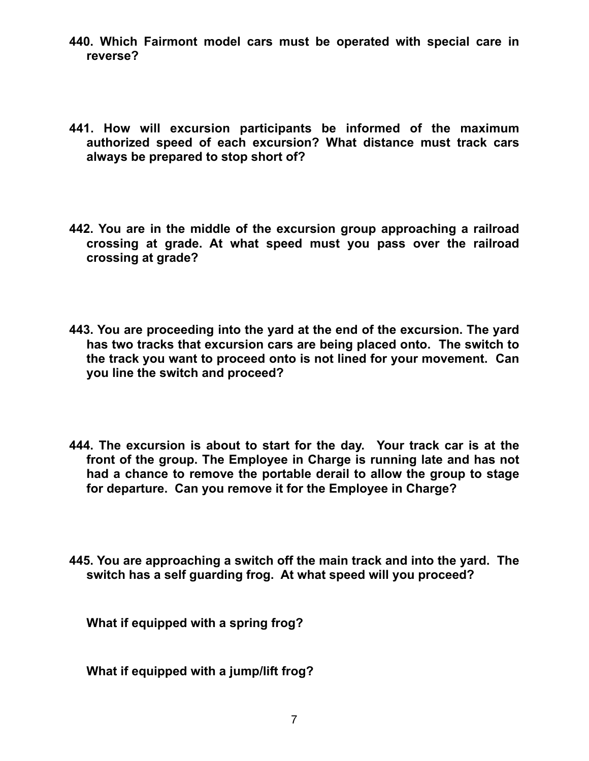**440. Which Fairmont model cars must be operated with special care in reverse?**

**441. How will excursion participants be informed of the maximum authorized speed of each excursion? What distance must track cars always be prepared to stop short of?**

**442. You are in the middle of the excursion group approaching a railroad crossing at grade. At what speed must you pass over the railroad crossing at grade?**

**443. You are proceeding into the yard at the end of the excursion. The yard has two tracks that excursion cars are being placed onto. The switch to the track you want to proceed onto is not lined for your movement. Can you line the switch and proceed?**

**444. The excursion is about to start for the day. Your track car is at the front of the group. The Employee in Charge is running late and has not had a chance to remove the portable derail to allow the group to stage for departure. Can you remove it for the Employee in Charge?**

**445. You are approaching a switch off the main track and into the yard. The switch has a self guarding frog. At what speed will you proceed?**

**What if equipped with a spring frog?**

**What if equipped with a jump/lift frog?**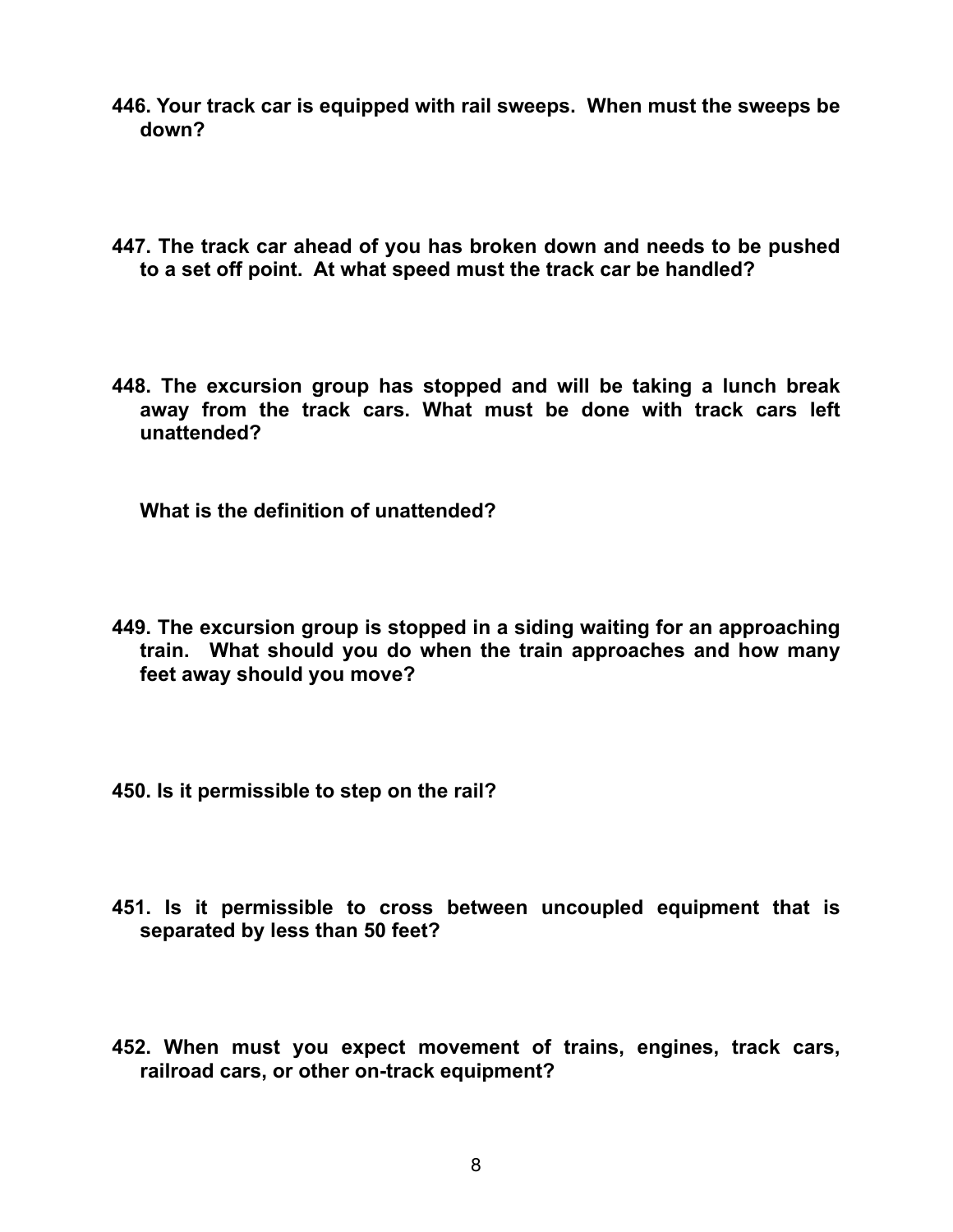**446. Your track car is equipped with rail sweeps. When must the sweeps be down?**

**447. The track car ahead of you has broken down and needs to be pushed to a set off point. At what speed must the track car be handled?**

**448. The excursion group has stopped and will be taking a lunch break away from the track cars. What must be done with track cars left unattended?**

**What is the definition of unattended?**

**449. The excursion group is stopped in a siding waiting for an approaching train. What should you do when the train approaches and how many feet away should you move?**

**450. Is it permissible to step on the rail?**

**451. Is it permissible to cross between uncoupled equipment that is separated by less than 50 feet?**

**452. When must you expect movement of trains, engines, track cars, railroad cars, or other on-track equipment?**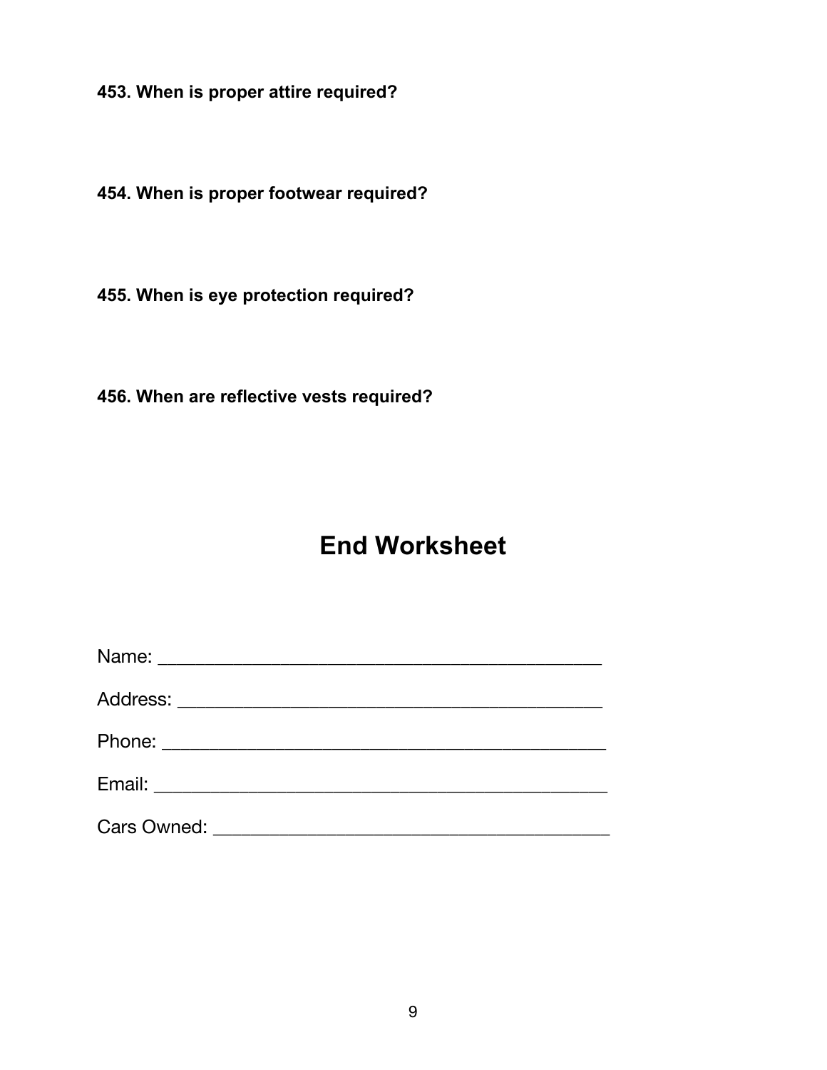**453. When is proper attire required?**

**454. When is proper footwear required?**

**455. When is eye protection required?**

**456. When are reflective vests required?**

# End Worksheet

Name: ___________________________________________

Address: _________________________________________

Phone: ___________________________________________

Email: ____________________________________________

Cars Owned: ______________________________________